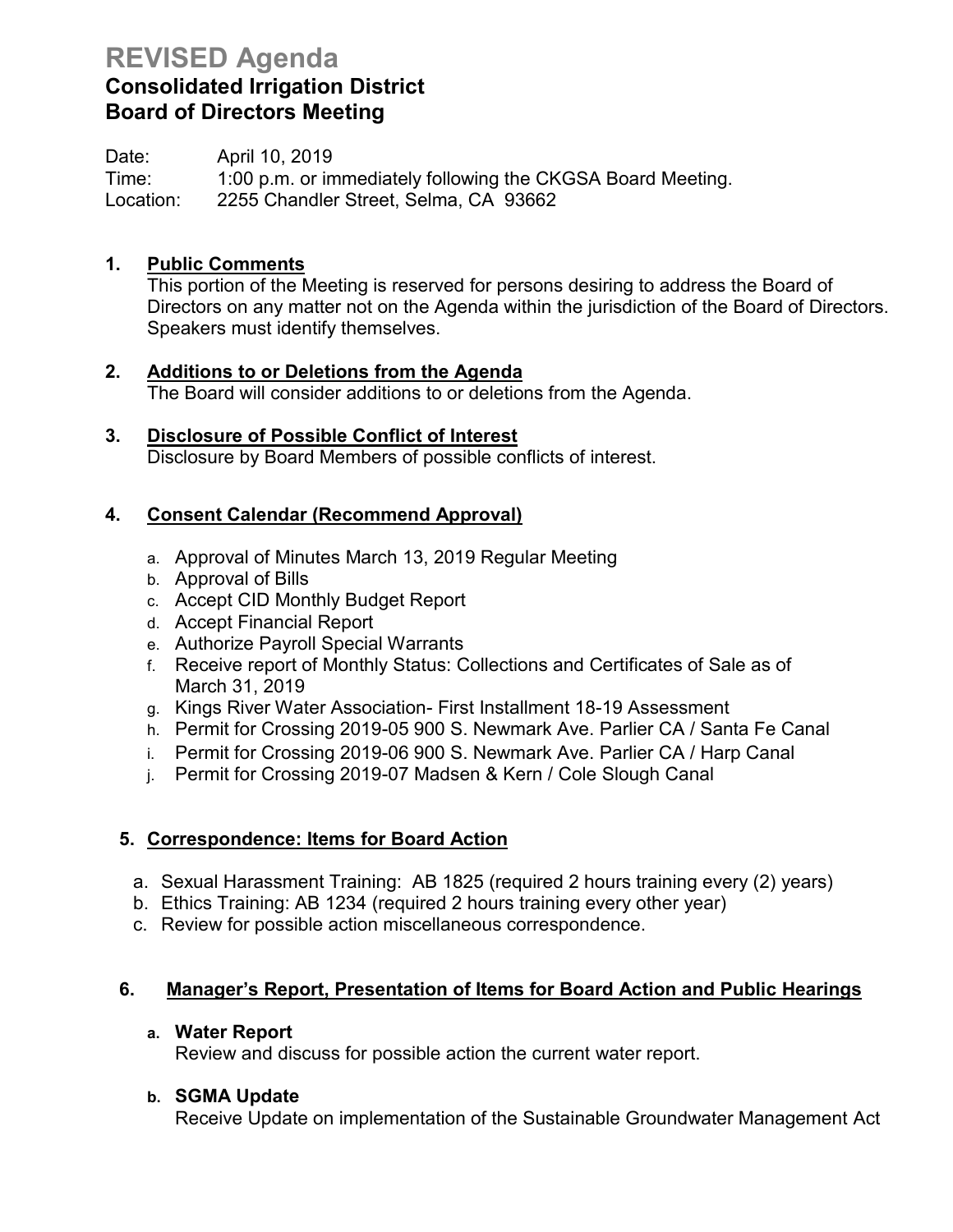# REVISED Agenda

## Consolidated Irrigation District
## Board of Directors Meeting

Date: April 10, 2019
Time: 1:00 p.m. or immediately following the CKGSA Board Meeting.
Location: 2255 Chandler Street, Selma, CA 93662

**1. Public Comments**
This portion of the Meeting is reserved for persons desiring to address the Board of Directors on any matter not on the Agenda within the jurisdiction of the Board of Directors. Speakers must identify themselves.

**2. Additions to or Deletions from the Agenda**
The Board will consider additions to or deletions from the Agenda.

**3. Disclosure of Possible Conflict of Interest**
Disclosure by Board Members of possible conflicts of interest.

**4. Consent Calendar (Recommend Approval)**

a. Approval of Minutes March 13, 2019 Regular Meeting
b. Approval of Bills
c. Accept CID Monthly Budget Report
d. Accept Financial Report
e. Authorize Payroll Special Warrants
f. Receive report of Monthly Status: Collections and Certificates of Sale as of March 31, 2019
g. Kings River Water Association- First Installment 18-19 Assessment
h. Permit for Crossing 2019-05 900 S. Newmark Ave. Parlier CA / Santa Fe Canal
i. Permit for Crossing 2019-06 900 S. Newmark Ave. Parlier CA / Harp Canal
j. Permit for Crossing 2019-07 Madsen & Kern / Cole Slough Canal

**5. Correspondence: Items for Board Action**

a. Sexual Harassment Training: AB 1825 (required 2 hours training every (2) years)
b. Ethics Training: AB 1234 (required 2 hours training every other year)
c. Review for possible action miscellaneous correspondence.

**6. Manager's Report, Presentation of Items for Board Action and Public Hearings**

**a. Water Report**
Review and discuss for possible action the current water report.

**b. SGMA Update**
Receive Update on implementation of the Sustainable Groundwater Management Act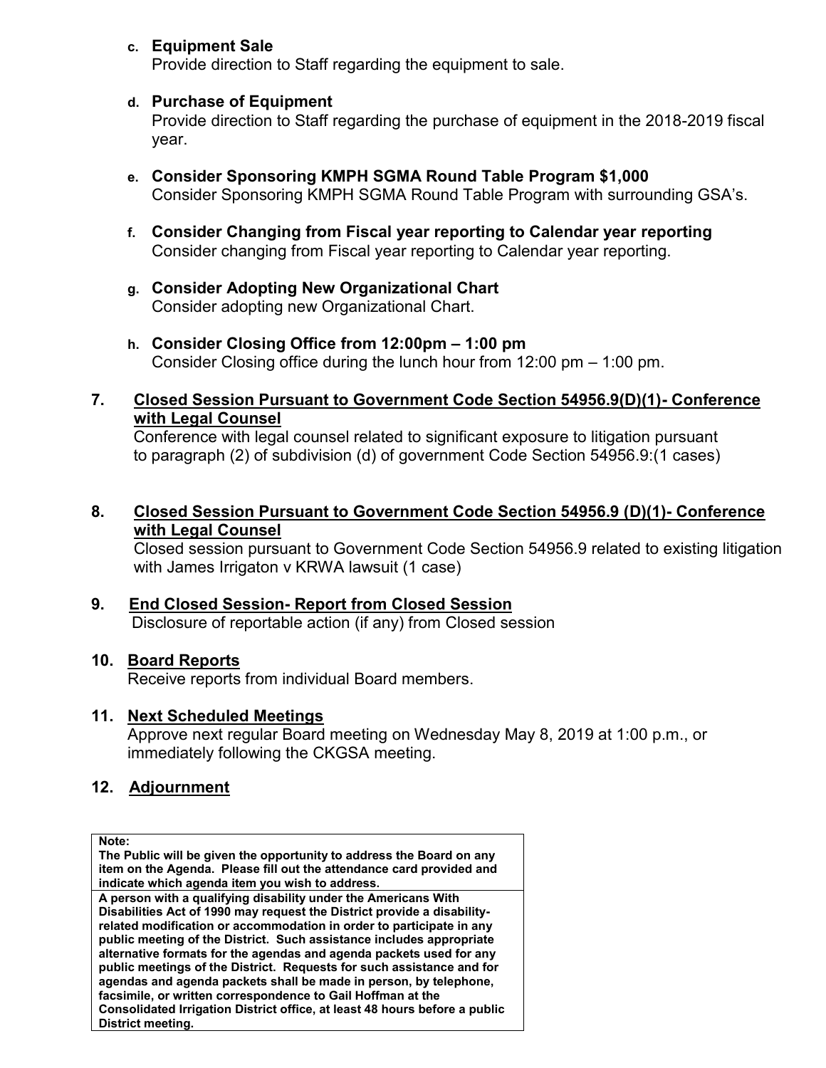c. **Equipment Sale**
   Provide direction to Staff regarding the equipment to sale.

d. **Purchase of Equipment**
   Provide direction to Staff regarding the purchase of equipment in the 2018-2019 fiscal year.

e. **Consider Sponsoring KMPH SGMA Round Table Program $1,000**
   Consider Sponsoring KMPH SGMA Round Table Program with surrounding GSA's.

f. **Consider Changing from Fiscal year reporting to Calendar year reporting**
   Consider changing from Fiscal year reporting to Calendar year reporting.

g. **Consider Adopting New Organizational Chart**
   Consider adopting new Organizational Chart.

h. **Consider Closing Office from 12:00pm – 1:00 pm**
   Consider Closing office during the lunch hour from 12:00 pm – 1:00 pm.

7. **<u>Closed Session Pursuant to Government Code Section 54956.9(D)(1)- Conference with Legal Counsel</u>**
   Conference with legal counsel related to significant exposure to litigation pursuant to paragraph (2) of subdivision (d) of government Code Section 54956.9:(1 cases)

8. **<u>Closed Session Pursuant to Government Code Section 54956.9 (D)(1)- Conference with Legal Counsel</u>**
   Closed session pursuant to Government Code Section 54956.9 related to existing litigation with James Irrigaton v KRWA lawsuit (1 case)

9. **<u>End Closed Session- Report from Closed Session</u>**
   Disclosure of reportable action (if any) from Closed session

10. **<u>Board Reports</u>**
    Receive reports from individual Board members.

11. **<u>Next Scheduled Meetings</u>**
    Approve next regular Board meeting on Wednesday May 8, 2019 at 1:00 p.m., or immediately following the CKGSA meeting.

12. **<u>Adjournment</u>**

| Note: |
| --- |
| **The Public will be given the opportunity to address the Board on any item on the Agenda. Please fill out the attendance card provided and indicate which agenda item you wish to address.** |
| **A person with a qualifying disability under the Americans With Disabilities Act of 1990 may request the District provide a disability-related modification or accommodation in order to participate in any public meeting of the District. Such assistance includes appropriate alternative formats for the agendas and agenda packets used for any public meetings of the District. Requests for such assistance and for agendas and agenda packets shall be made in person, by telephone, facsimile, or written correspondence to Gail Hoffman at the Consolidated Irrigation District office, at least 48 hours before a public District meeting.** |